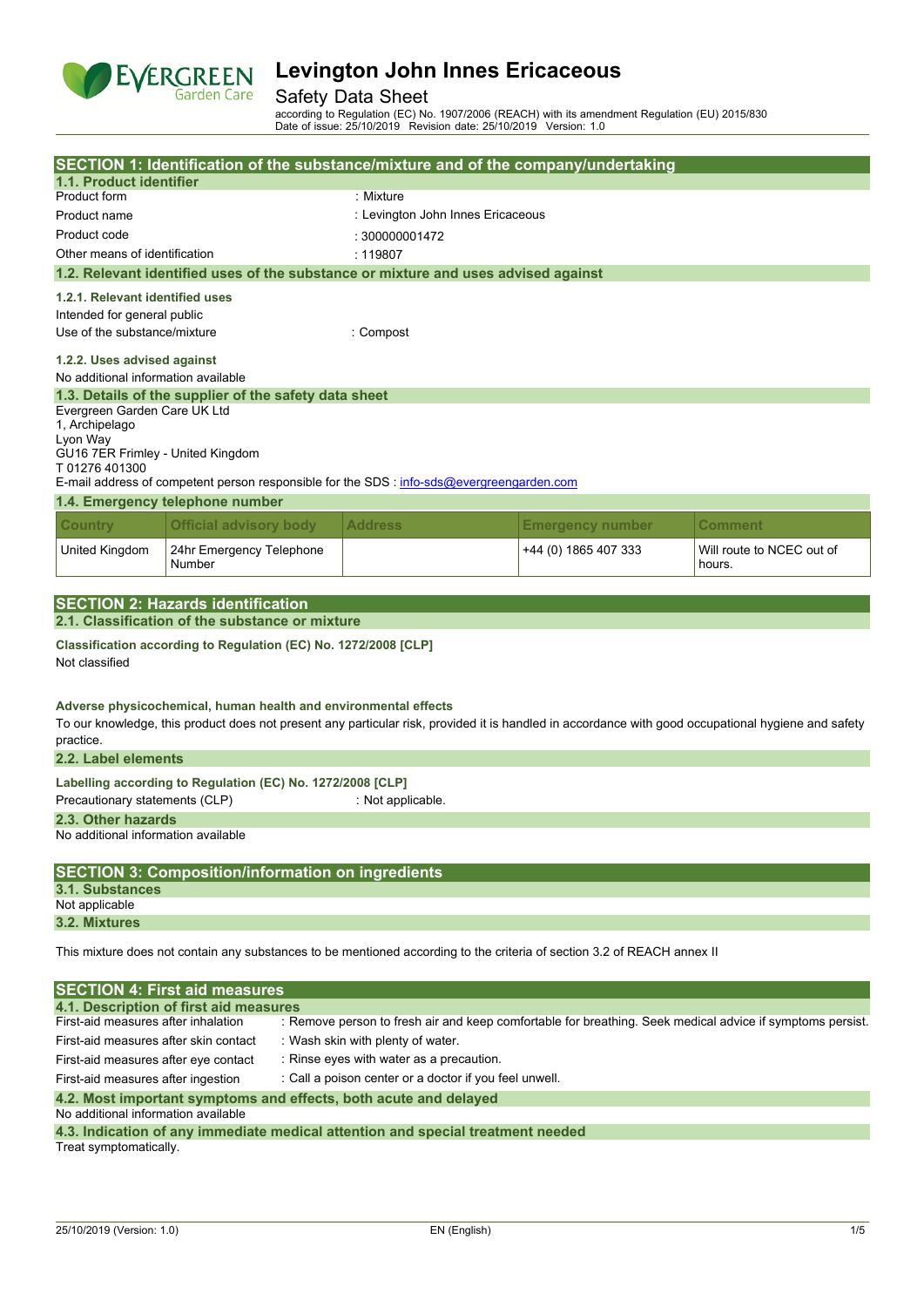# Levington John Innes Ericaceous

Safety Data Sheet

according to Regulation (EC) No. 1907/2006 (REACH) with its amendment Regulation (EU) 2015/830
Date of issue: 25/10/2019 Revision date: 25/10/2019 Version: 1.0

## SECTION 1: Identification of the substance/mixture and of the company/undertaking

### 1.1. Product identifier

| | |
|---|---|
| Product form | : Mixture |
| Product name | : Levington John Innes Ericaceous |
| Product code | : 300000001472 |
| Other means of identification | : 119807 |

### 1.2. Relevant identified uses of the substance or mixture and uses advised against

#### 1.2.1. Relevant identified uses

Intended for general public

Use of the substance/mixture : Compost

#### 1.2.2. Uses advised against

No additional information available

### 1.3. Details of the supplier of the safety data sheet

Evergreen Garden Care UK Ltd
1, Archipelago
Lyon Way
GU16 7ER Frimley - United Kingdom
T 01276 401300

E-mail address of competent person responsible for the SDS : info-sds@evergreengarden.com

### 1.4. Emergency telephone number

| Country | Official advisory body | Address | Emergency number | Comment |
|---|---|---|---|---|
| United Kingdom | 24hr Emergency Telephone Number | | +44 (0) 1865 407 333 | Will route to NCEC out of hours. |

## SECTION 2: Hazards identification

### 2.1. Classification of the substance or mixture

**Classification according to Regulation (EC) No. 1272/2008 [CLP]**

Not classified

**Adverse physicochemical, human health and environmental effects**

To our knowledge, this product does not present any particular risk, provided it is handled in accordance with good occupational hygiene and safety practice.

### 2.2. Label elements

**Labelling according to Regulation (EC) No. 1272/2008 [CLP]**

Precautionary statements (CLP) : Not applicable.

### 2.3. Other hazards

No additional information available

## SECTION 3: Composition/information on ingredients

### 3.1. Substances

Not applicable

### 3.2. Mixtures

This mixture does not contain any substances to be mentioned according to the criteria of section 3.2 of REACH annex II

## SECTION 4: First aid measures

### 4.1. Description of first aid measures

| | |
|---|---|
| First-aid measures after inhalation | : Remove person to fresh air and keep comfortable for breathing. Seek medical advice if symptoms persist. |
| First-aid measures after skin contact | : Wash skin with plenty of water. |
| First-aid measures after eye contact | : Rinse eyes with water as a precaution. |
| First-aid measures after ingestion | : Call a poison center or a doctor if you feel unwell. |

### 4.2. Most important symptoms and effects, both acute and delayed

No additional information available

### 4.3. Indication of any immediate medical attention and special treatment needed

Treat symptomatically.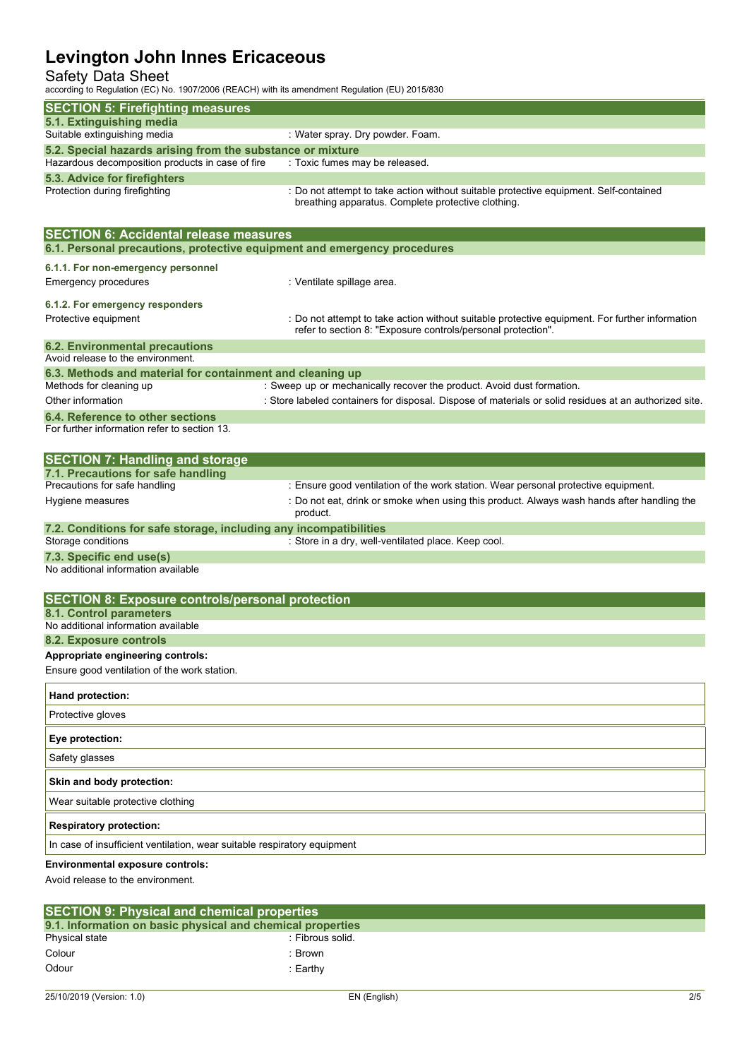## SECTION 5: Firefighting measures

### 5.1. Extinguishing media

| | |
|---|---|
| Suitable extinguishing media | : Water spray. Dry powder. Foam. |

### 5.2. Special hazards arising from the substance or mixture

| | |
|---|---|
| Hazardous decomposition products in case of fire | : Toxic fumes may be released. |

### 5.3. Advice for firefighters

| | |
|---|---|
| Protection during firefighting | : Do not attempt to take action without suitable protective equipment. Self-contained breathing apparatus. Complete protective clothing. |

## SECTION 6: Accidental release measures

### 6.1. Personal precautions, protective equipment and emergency procedures

#### 6.1.1. For non-emergency personnel

| | |
|---|---|
| Emergency procedures | : Ventilate spillage area. |

#### 6.1.2. For emergency responders

| | |
|---|---|
| Protective equipment | : Do not attempt to take action without suitable protective equipment. For further information refer to section 8: "Exposure controls/personal protection". |

### 6.2. Environmental precautions

Avoid release to the environment.

### 6.3. Methods and material for containment and cleaning up

| | |
|---|---|
| Methods for cleaning up | : Sweep up or mechanically recover the product. Avoid dust formation. |
| Other information | : Store labeled containers for disposal. Dispose of materials or solid residues at an authorized site. |

### 6.4. Reference to other sections

For further information refer to section 13.

## SECTION 7: Handling and storage

### 7.1. Precautions for safe handling

| | |
|---|---|
| Precautions for safe handling | : Ensure good ventilation of the work station. Wear personal protective equipment. |
| Hygiene measures | : Do not eat, drink or smoke when using this product. Always wash hands after handling the product. |

### 7.2. Conditions for safe storage, including any incompatibilities

| | |
|---|---|
| Storage conditions | : Store in a dry, well-ventilated place. Keep cool. |

### 7.3. Specific end use(s)

No additional information available

## SECTION 8: Exposure controls/personal protection

### 8.1. Control parameters

No additional information available

### 8.2. Exposure controls

**Appropriate engineering controls:**

Ensure good ventilation of the work station.

| **Hand protection:** |
|---|
| Protective gloves |

| **Eye protection:** |
|---|
| Safety glasses |

| **Skin and body protection:** |
|---|
| Wear suitable protective clothing |

| **Respiratory protection:** |
|---|
| In case of insufficient ventilation, wear suitable respiratory equipment |

**Environmental exposure controls:**

Avoid release to the environment.

## SECTION 9: Physical and chemical properties

### 9.1. Information on basic physical and chemical properties

| | |
|---|---|
| Physical state | : Fibrous solid. |
| Colour | : Brown |
| Odour | : Earthy |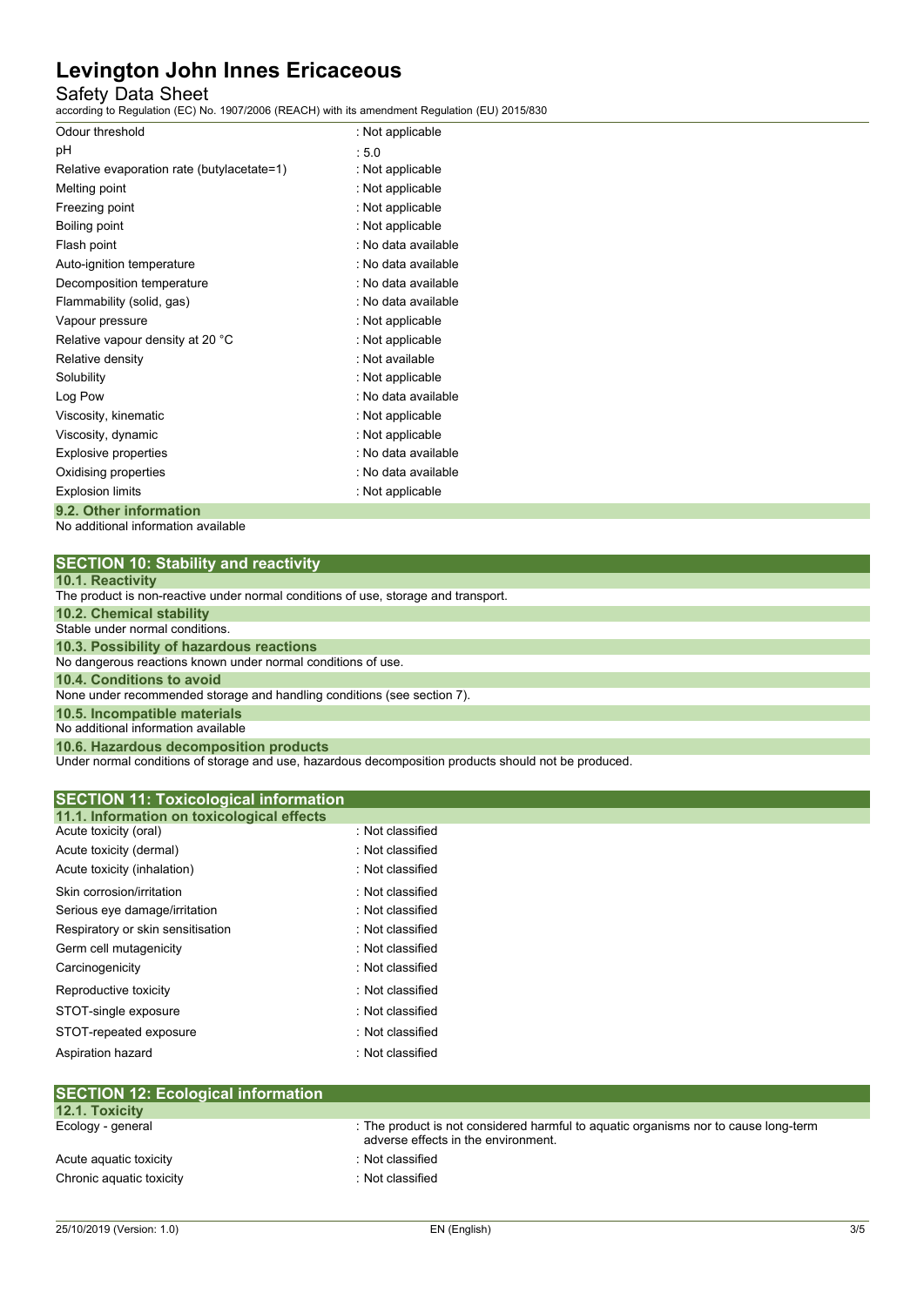| | |
|---|---|
| Odour threshold | : Not applicable |
| pH | : 5.0 |
| Relative evaporation rate (butylacetate=1) | : Not applicable |
| Melting point | : Not applicable |
| Freezing point | : Not applicable |
| Boiling point | : Not applicable |
| Flash point | : No data available |
| Auto-ignition temperature | : No data available |
| Decomposition temperature | : No data available |
| Flammability (solid, gas) | : No data available |
| Vapour pressure | : Not applicable |
| Relative vapour density at 20 °C | : Not applicable |
| Relative density | : Not available |
| Solubility | : Not applicable |
| Log Pow | : No data available |
| Viscosity, kinematic | : Not applicable |
| Viscosity, dynamic | : Not applicable |
| Explosive properties | : No data available |
| Oxidising properties | : No data available |
| Explosion limits | : Not applicable |

### 9.2. Other information

No additional information available

## SECTION 10: Stability and reactivity

### 10.1. Reactivity

The product is non-reactive under normal conditions of use, storage and transport.

### 10.2. Chemical stability

Stable under normal conditions.

### 10.3. Possibility of hazardous reactions

No dangerous reactions known under normal conditions of use.

### 10.4. Conditions to avoid

None under recommended storage and handling conditions (see section 7).

### 10.5. Incompatible materials

No additional information available

### 10.6. Hazardous decomposition products

Under normal conditions of storage and use, hazardous decomposition products should not be produced.

## SECTION 11: Toxicological information

### 11.1. Information on toxicological effects

| | |
|---|---|
| Acute toxicity (oral) | : Not classified |
| Acute toxicity (dermal) | : Not classified |
| Acute toxicity (inhalation) | : Not classified |
| Skin corrosion/irritation | : Not classified |
| Serious eye damage/irritation | : Not classified |
| Respiratory or skin sensitisation | : Not classified |
| Germ cell mutagenicity | : Not classified |
| Carcinogenicity | : Not classified |
| Reproductive toxicity | : Not classified |
| STOT-single exposure | : Not classified |
| STOT-repeated exposure | : Not classified |
| Aspiration hazard | : Not classified |

## SECTION 12: Ecological information

### 12.1. Toxicity

| | |
|---|---|
| Ecology - general | : The product is not considered harmful to aquatic organisms nor to cause long-term adverse effects in the environment. |
| Acute aquatic toxicity | : Not classified |
| Chronic aquatic toxicity | : Not classified |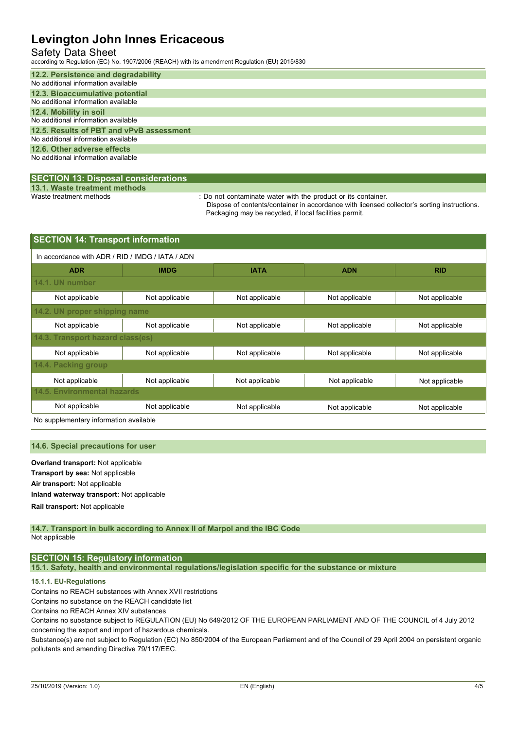### 12.2. Persistence and degradability

No additional information available

### 12.3. Bioaccumulative potential

No additional information available

### 12.4. Mobility in soil

No additional information available

### 12.5. Results of PBT and vPvB assessment

No additional information available

### 12.6. Other adverse effects

No additional information available

## SECTION 13: Disposal considerations

### 13.1. Waste treatment methods

Waste treatment methods : Do not contaminate water with the product or its container.
Dispose of contents/container in accordance with licensed collector's sorting instructions.
Packaging may be recycled, if local facilities permit.

## SECTION 14: Transport information

In accordance with ADR / RID / IMDG / IATA / ADN

| ADR | IMDG | IATA | ADN | RID |
|---|---|---|---|---|
| **14.1. UN number** | | | | |
| Not applicable | Not applicable | Not applicable | Not applicable | Not applicable |
| **14.2. UN proper shipping name** | | | | |
| Not applicable | Not applicable | Not applicable | Not applicable | Not applicable |
| **14.3. Transport hazard class(es)** | | | | |
| Not applicable | Not applicable | Not applicable | Not applicable | Not applicable |
| **14.4. Packing group** | | | | |
| Not applicable | Not applicable | Not applicable | Not applicable | Not applicable |
| **14.5. Environmental hazards** | | | | |
| Not applicable | Not applicable | Not applicable | Not applicable | Not applicable |

No supplementary information available

### 14.6. Special precautions for user

**Overland transport:** Not applicable

**Transport by sea:** Not applicable

**Air transport:** Not applicable

**Inland waterway transport:** Not applicable

**Rail transport:** Not applicable

### 14.7. Transport in bulk according to Annex II of Marpol and the IBC Code

Not applicable

## SECTION 15: Regulatory information

### 15.1. Safety, health and environmental regulations/legislation specific for the substance or mixture

#### 15.1.1. EU-Regulations

Contains no REACH substances with Annex XVII restrictions

Contains no substance on the REACH candidate list

Contains no REACH Annex XIV substances

Contains no substance subject to REGULATION (EU) No 649/2012 OF THE EUROPEAN PARLIAMENT AND OF THE COUNCIL of 4 July 2012 concerning the export and import of hazardous chemicals.

Substance(s) are not subject to Regulation (EC) No 850/2004 of the European Parliament and of the Council of 29 April 2004 on persistent organic pollutants and amending Directive 79/117/EEC.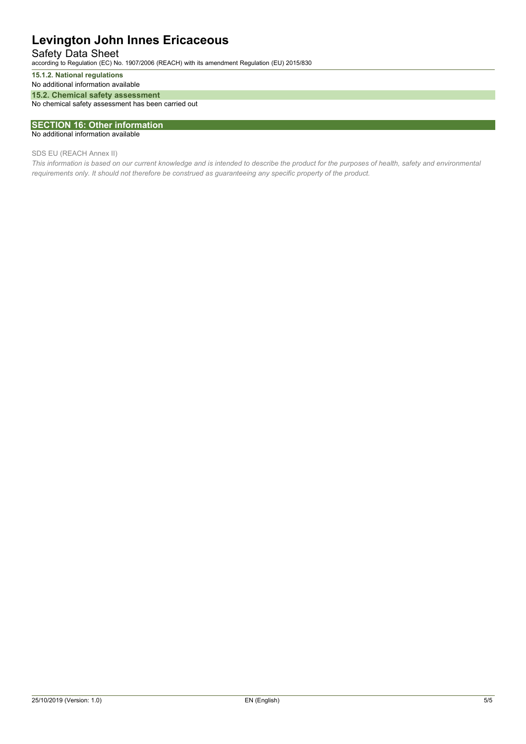#### 15.1.2. National regulations

No additional information available

### 15.2. Chemical safety assessment

No chemical safety assessment has been carried out

## SECTION 16: Other information

No additional information available

SDS EU (REACH Annex II)

*This information is based on our current knowledge and is intended to describe the product for the purposes of health, safety and environmental requirements only. It should not therefore be construed as guaranteeing any specific property of the product.*